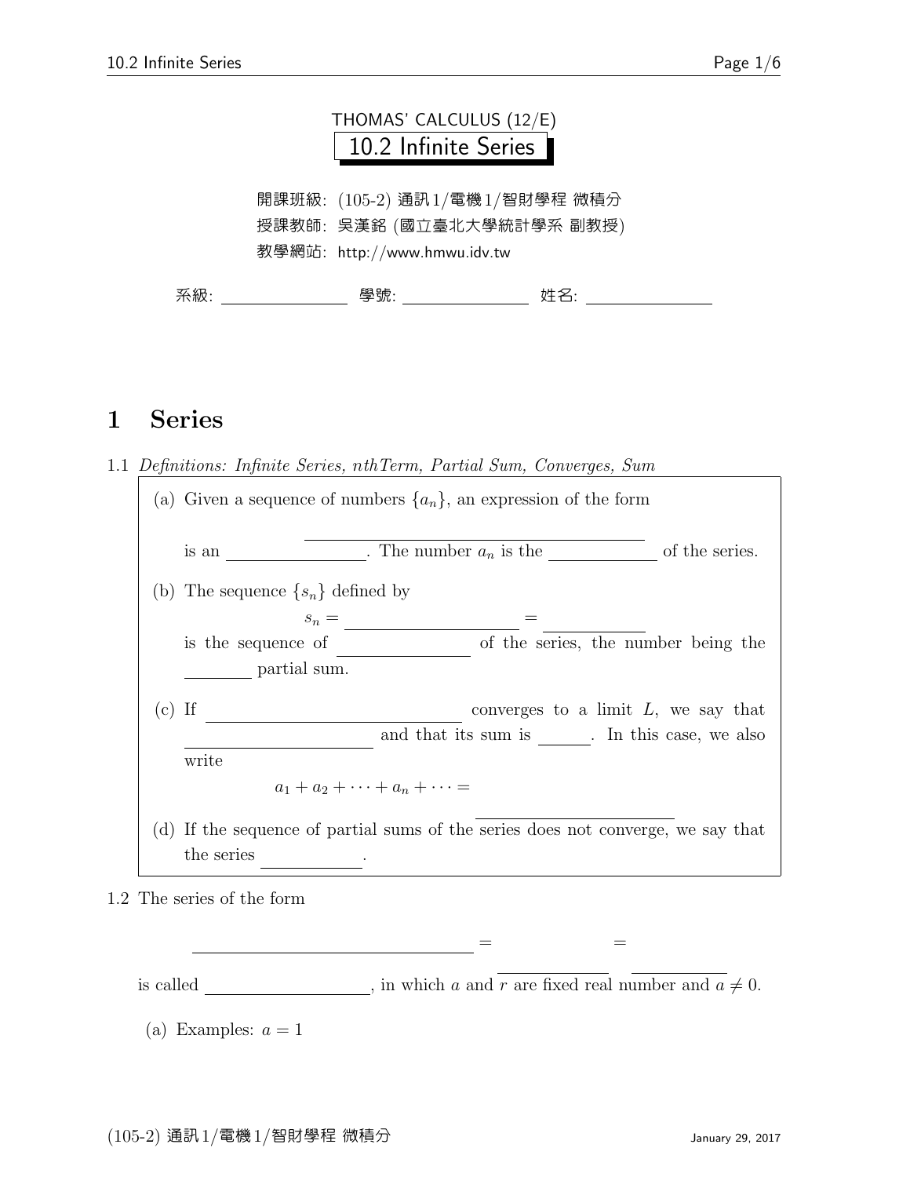# THOMAS' CALCULUS (12/E)

## 10.2 Infinite Series

開課班級: (105-2) 通訊1/電機1/智財學程 微積分

授課教師: 吳漢銘 (國立臺北大學統計學系 副教授)

教學網站: http://www.hmwu.idv.tw

系級: ______________ 學號: ______________ 姓名: ______________

# 1 Series

1.1 *Definitions: Infinite Series, nthTerm, Partial Sum, Converges, Sum*

(a) Given a sequence of numbers $\{a_n\}$, an expression of the form

______________________________

is an ______________. The number $a_n$ is the __________ of the series.

(b) The sequence $\{s_n\}$ defined by

$$s_n = \_\_\_\_\_\_\_\_\_\_\_\_\_\_\_\_ = \_\_\_\_\_\_\_\_$$

is the sequence of ____________ of the series, the number being the ______ partial sum.

(c) If ______________________ converges to a limit $L$, we say that __________________ and that its sum is _____. In this case, we also write

$$a_1 + a_2 + \cdots + a_n + \cdots = \_\_\_\_\_\_\_\_\_\_\_\_\_\_$$

(d) If the sequence of partial sums of the series does not converge, we say that the series _________.

1.2 The series of the form

$$\_\_\_\_\_\_\_\_\_\_\_\_\_\_\_\_\_\_\_\_\_\_\_\_ = \_\_\_\_\_\_\_\_\_\_ = \_\_\_\_\_\_\_\_\_\_$$

is called ______________, in which $a$ and $r$ are fixed real number and $a \neq 0$.

(a) Examples: $a = 1$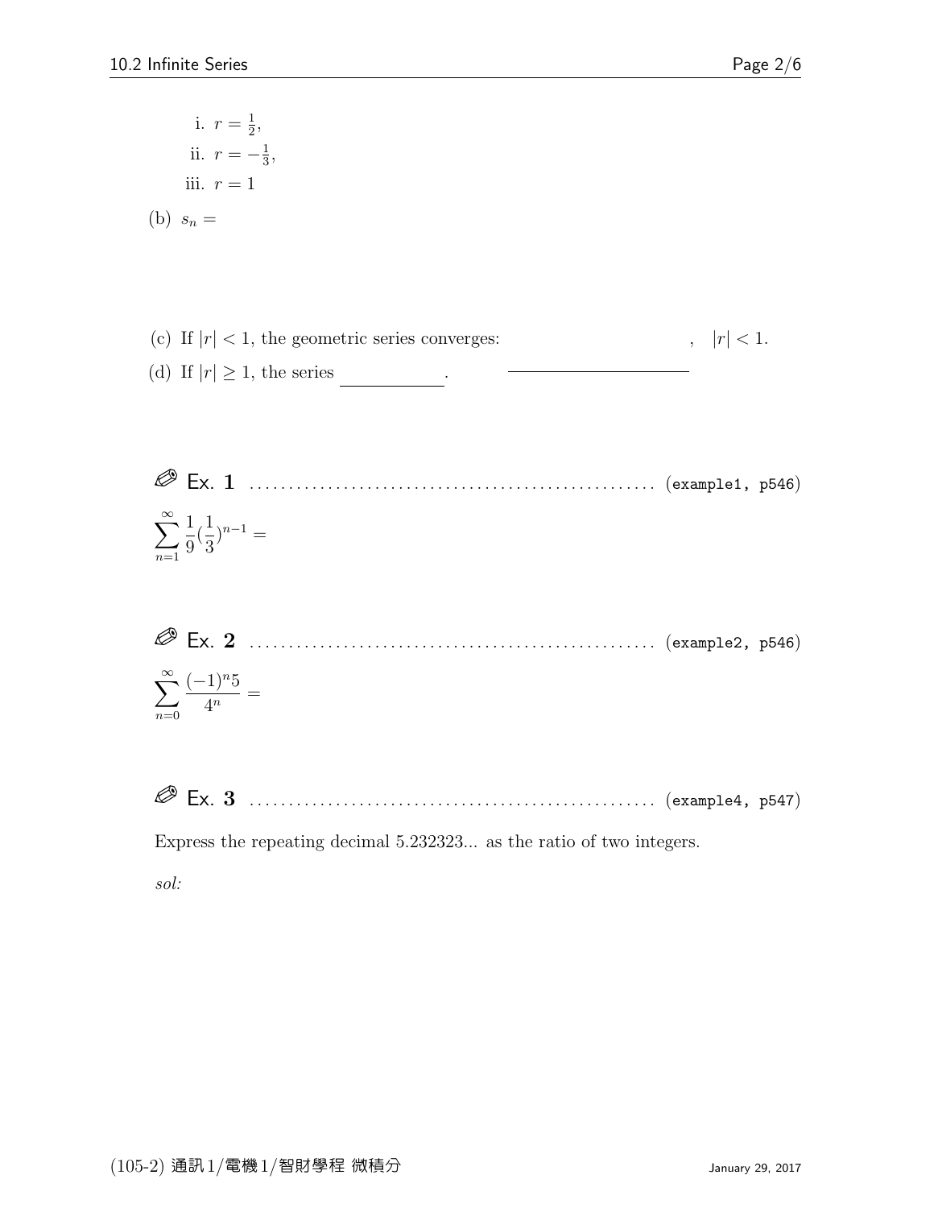i. $r = \frac{1}{2}$,

ii. $r = -\frac{1}{3}$,

iii. $r = 1$

(b) $s_n =$

(c) If $|r| < 1$, the geometric series converges: , $|r| < 1$.

(d) If $|r| \geq 1$, the series ______. ______

✎ Ex. **1** ................................................... (example1, p546)

$$\sum_{n=1}^{\infty} \frac{1}{9}\left(\frac{1}{3}\right)^{n-1} =$$

✎ Ex. **2** ................................................... (example2, p546)

$$\sum_{n=0}^{\infty} \frac{(-1)^n 5}{4^n} =$$

✎ Ex. **3** ................................................... (example4, p547)

Express the repeating decimal 5.232323... as the ratio of two integers.

*sol:*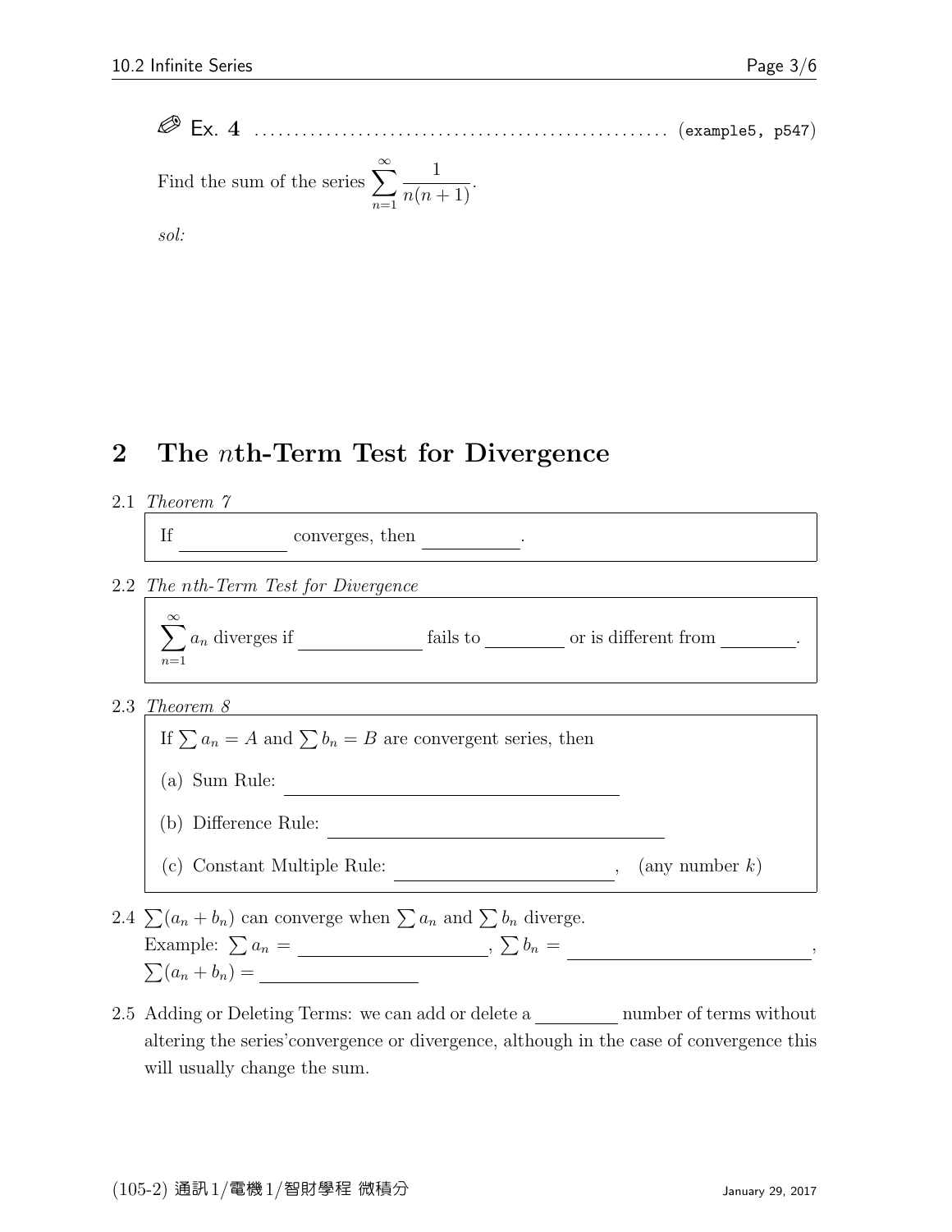✎ Ex. **4** ................................................... (example5, p547)

Find the sum of the series $\sum_{n=1}^{\infty} \frac{1}{n(n+1)}$.

*sol:*

## 2 The $n$th-Term Test for Divergence

2.1 *Theorem 7*

> If \_\_\_\_\_\_\_\_\_\_ converges, then \_\_\_\_\_\_\_\_\_\_.

2.2 *The nth-Term Test for Divergence*

> $\sum_{n=1}^{\infty} a_n$ diverges if \_\_\_\_\_\_\_\_\_\_ fails to \_\_\_\_\_\_\_\_ or is different from \_\_\_\_\_\_\_\_.

2.3 *Theorem 8*

> If $\sum a_n = A$ and $\sum b_n = B$ are convergent series, then
>
> (a) Sum Rule: \_\_\_\_\_\_\_\_\_\_\_\_\_\_\_\_\_\_\_\_\_\_\_\_\_\_\_\_\_\_
>
> (b) Difference Rule: \_\_\_\_\_\_\_\_\_\_\_\_\_\_\_\_\_\_\_\_\_\_\_\_\_\_\_\_\_\_
>
> (c) Constant Multiple Rule: \_\_\_\_\_\_\_\_\_\_\_\_\_\_\_\_\_\_\_\_, (any number $k$)

2.4 $\sum(a_n + b_n)$ can converge when $\sum a_n$ and $\sum b_n$ diverge.
Example: $\sum a_n =$ \_\_\_\_\_\_\_\_\_\_\_\_\_\_\_\_\_\_\_\_, $\sum b_n =$ \_\_\_\_\_\_\_\_\_\_\_\_\_\_\_\_\_\_\_\_\_\_\_\_,
$\sum(a_n + b_n) =$ \_\_\_\_\_\_\_\_\_\_\_\_\_\_\_\_

2.5 Adding or Deleting Terms: we can add or delete a \_\_\_\_\_\_\_\_ number of terms without altering the series'convergence or divergence, although in the case of convergence this will usually change the sum.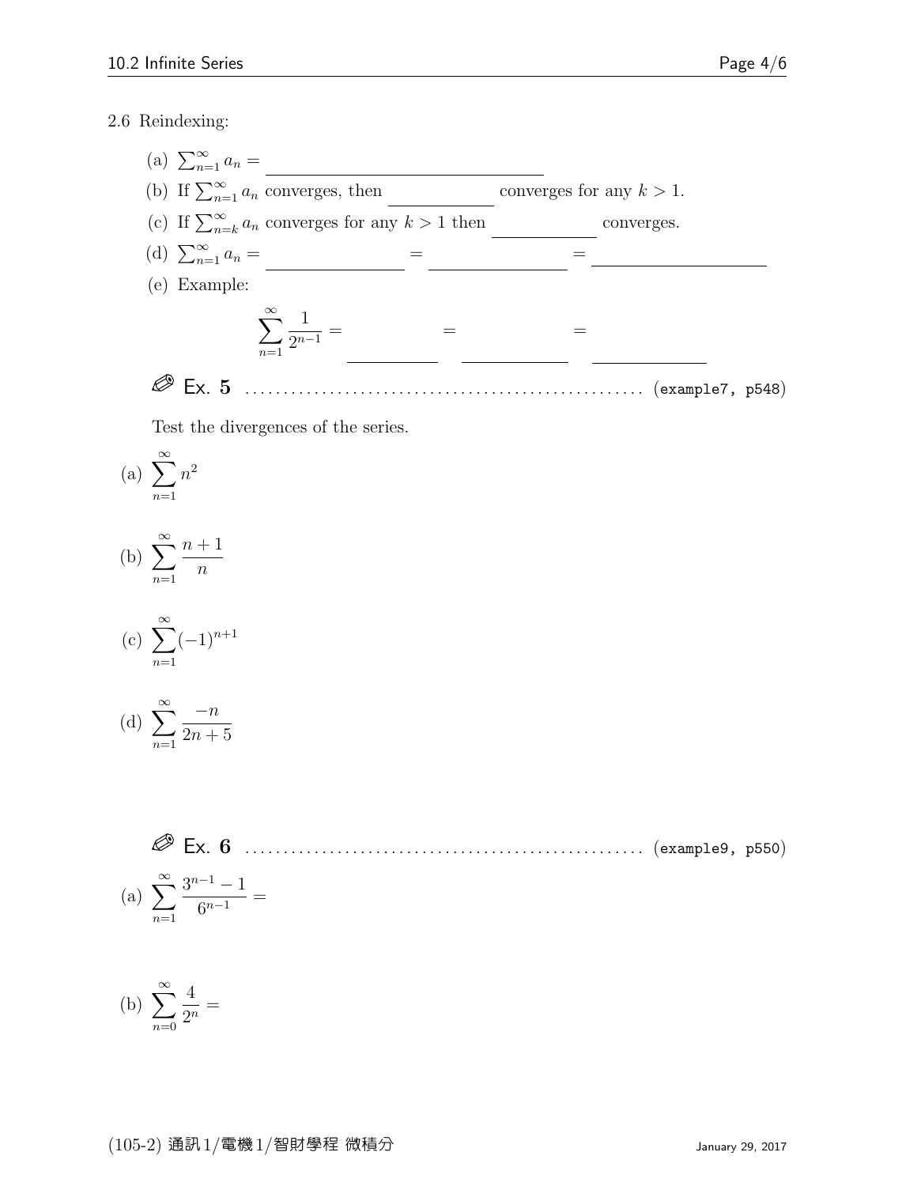2.6 Reindexing:

(a) $\sum_{n=1}^{\infty} a_n =$ \_\_\_\_\_\_\_\_\_\_\_\_\_\_\_\_\_\_\_\_\_\_\_\_\_\_\_\_

(b) If $\sum_{n=1}^{\infty} a_n$ converges, then \_\_\_\_\_\_\_\_\_\_ converges for any $k > 1$.

(c) If $\sum_{n=k}^{\infty} a_n$ converges for any $k > 1$ then \_\_\_\_\_\_\_\_\_\_ converges.

(d) $\sum_{n=1}^{\infty} a_n =$ \_\_\_\_\_\_\_\_\_\_\_\_ $=$ \_\_\_\_\_\_\_\_\_\_\_\_ $=$ \_\_\_\_\_\_\_\_\_\_\_\_\_\_\_\_

(e) Example:

$$\sum_{n=1}^{\infty} \frac{1}{2^{n-1}} = \underline{\qquad\qquad} = \underline{\qquad\qquad} = \underline{\qquad\qquad}$$

**Ex. 5** ............................................ (example7, p548)

Test the divergences of the series.

(a) $\displaystyle\sum_{n=1}^{\infty} n^2$

(b) $\displaystyle\sum_{n=1}^{\infty} \frac{n+1}{n}$

(c) $\displaystyle\sum_{n=1}^{\infty} (-1)^{n+1}$

(d) $\displaystyle\sum_{n=1}^{\infty} \frac{-n}{2n+5}$

**Ex. 6** ............................................ (example9, p550)

(a) $\displaystyle\sum_{n=1}^{\infty} \frac{3^{n-1}-1}{6^{n-1}} =$

(b) $\displaystyle\sum_{n=0}^{\infty} \frac{4}{2^n} =$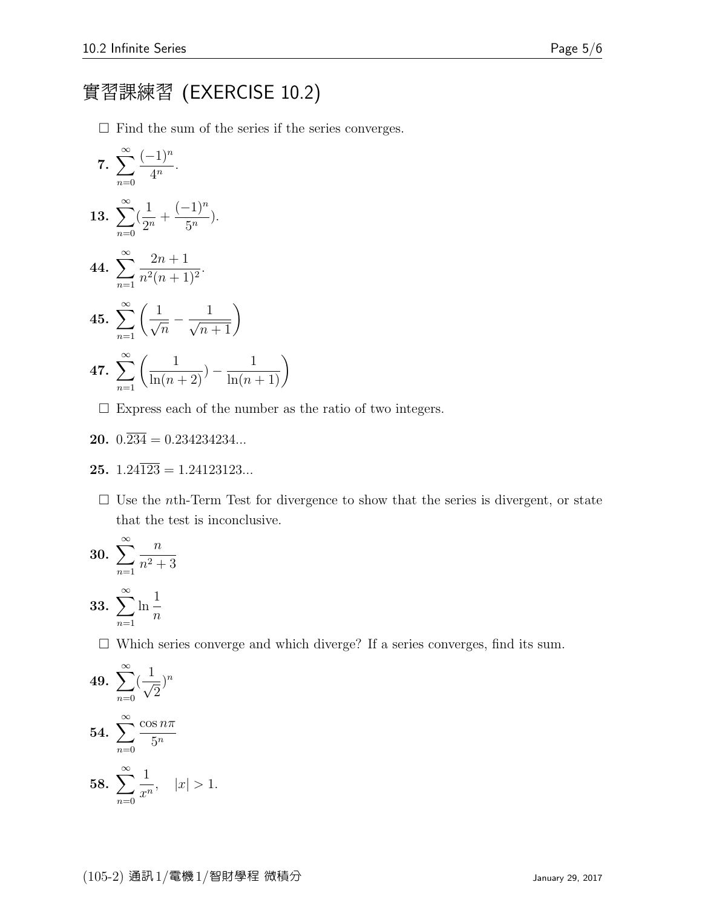# 實習課練習 (EXERCISE 10.2)

☐ Find the sum of the series if the series converges.

**7.** $\sum_{n=0}^{\infty} \frac{(-1)^n}{4^n}$.

**13.** $\sum_{n=0}^{\infty} (\frac{1}{2^n} + \frac{(-1)^n}{5^n})$.

**44.** $\sum_{n=1}^{\infty} \frac{2n+1}{n^2(n+1)^2}$.

**45.** $\sum_{n=1}^{\infty} \left( \frac{1}{\sqrt{n}} - \frac{1}{\sqrt{n+1}} \right)$

**47.** $\sum_{n=1}^{\infty} \left( \frac{1}{\ln(n+2)}) - \frac{1}{\ln(n+1)} \right)$

☐ Express each of the number as the ratio of two integers.

**20.** $0.\overline{234} = 0.234234234...$

**25.** $1.24\overline{123} = 1.24123123...$

☐ Use the $n$th-Term Test for divergence to show that the series is divergent, or state that the test is inconclusive.

**30.** $\sum_{n=1}^{\infty} \frac{n}{n^2+3}$

**33.** $\sum_{n=1}^{\infty} \ln \frac{1}{n}$

☐ Which series converge and which diverge? If a series converges, find its sum.

**49.** $\sum_{n=0}^{\infty} (\frac{1}{\sqrt{2}})^n$

**54.** $\sum_{n=0}^{\infty} \frac{\cos n\pi}{5^n}$

**58.** $\sum_{n=0}^{\infty} \frac{1}{x^n}, \quad |x| > 1.$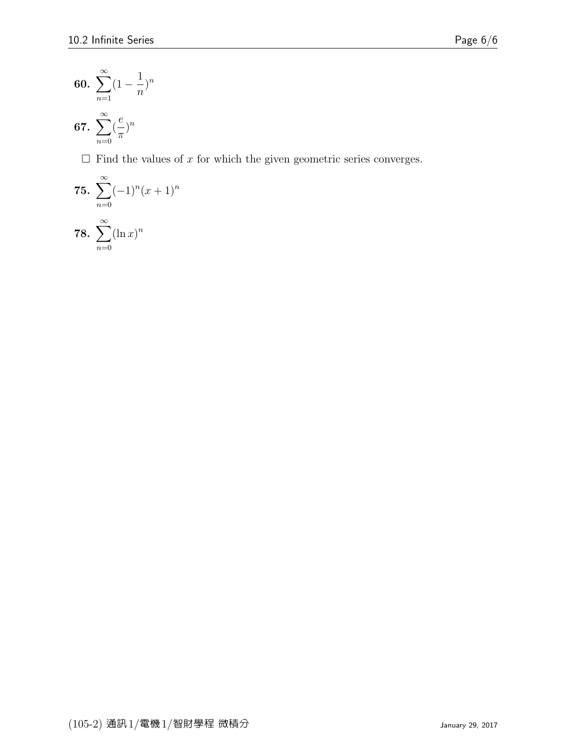**60.** $\sum_{n=1}^{\infty}(1-\frac{1}{n})^n$

**67.** $\sum_{n=0}^{\infty}(\frac{e}{\pi})^n$

□ Find the values of $x$ for which the given geometric series converges.

**75.** $\sum_{n=0}^{\infty}(-1)^n(x+1)^n$

**78.** $\sum_{n=0}^{\infty}(\ln x)^n$